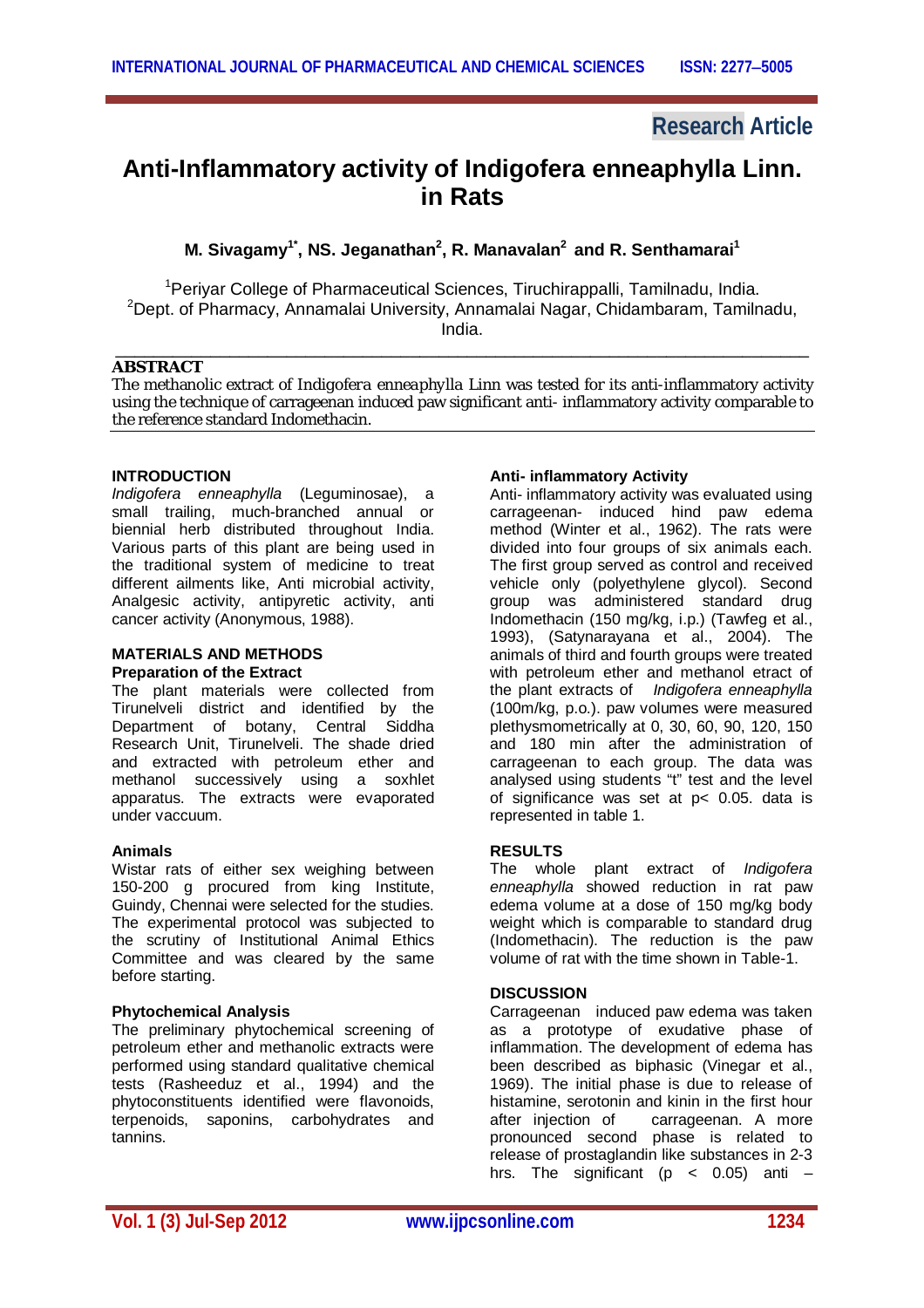Research Article

# Anti-Inflammatory activity of Indigofera enneaphylla Linn. in Rats

**M. Sivagamy[1*], NS. Jeganathan[2], R. Manavalan[2] and R. Senthamarai[1]**

[1]Periyar College of Pharmaceutical Sciences, Tiruchirappalli, Tamilnadu, India.
[2]Dept. of Pharmacy, Annamalai University, Annamalai Nagar, Chidambaram, Tamilnadu, India.

## ABSTRACT

The methanolic extract of Indigofera enneaphylla Linn was tested for its anti-inflammatory activity using the technique of carrageenan induced paw significant anti- inflammatory activity comparable to the reference standard Indomethacin.

## INTRODUCTION

*Indigofera enneaphylla* (Leguminosae), a small trailing, much-branched annual or biennial herb distributed throughout India. Various parts of this plant are being used in the traditional system of medicine to treat different ailments like, Anti microbial activity, Analgesic activity, antipyretic activity, anti cancer activity (Anonymous, 1988).

## MATERIALS AND METHODS

### Preparation of the Extract

The plant materials were collected from Tirunelveli district and identified by the Department of botany, Central Siddha Research Unit, Tirunelveli. The shade dried and extracted with petroleum ether and methanol successively using a soxhlet apparatus. The extracts were evaporated under vaccuum.

### Animals

Wistar rats of either sex weighing between 150-200 g procured from king Institute, Guindy, Chennai were selected for the studies. The experimental protocol was subjected to the scrutiny of Institutional Animal Ethics Committee and was cleared by the same before starting.

### Phytochemical Analysis

The preliminary phytochemical screening of petroleum ether and methanolic extracts were performed using standard qualitative chemical tests (Rasheeduz et al., 1994) and the phytoconstituents identified were flavonoids, terpenoids, saponins, carbohydrates and tannins.

### Anti- inflammatory Activity

Anti- inflammatory activity was evaluated using carrageenan- induced hind paw edema method (Winter et al., 1962). The rats were divided into four groups of six animals each. The first group served as control and received vehicle only (polyethylene glycol). Second group was administered standard drug Indomethacin (150 mg/kg, i.p.) (Tawfeg et al., 1993), (Satynarayana et al., 2004). The animals of third and fourth groups were treated with petroleum ether and methanol etract of the plant extracts of *Indigofera enneaphylla* (100m/kg, p.o.). paw volumes were measured plethysmometrically at 0, 30, 60, 90, 120, 150 and 180 min after the administration of carrageenan to each group. The data was analysed using students "t" test and the level of significance was set at $p < 0.05$. data is represented in table 1.

## RESULTS

The whole plant extract of *Indigofera enneaphylla* showed reduction in rat paw edema volume at a dose of 150 mg/kg body weight which is comparable to standard drug (Indomethacin). The reduction is the paw volume of rat with the time shown in Table-1.

## DISCUSSION

Carrageenan induced paw edema was taken as a prototype of exudative phase of inflammation. The development of edema has been described as biphasic (Vinegar et al., 1969). The initial phase is due to release of histamine, serotonin and kinin in the first hour after injection of carrageenan. A more pronounced second phase is related to release of prostaglandin like substances in 2-3 hrs. The significant ($p < 0.05$) anti –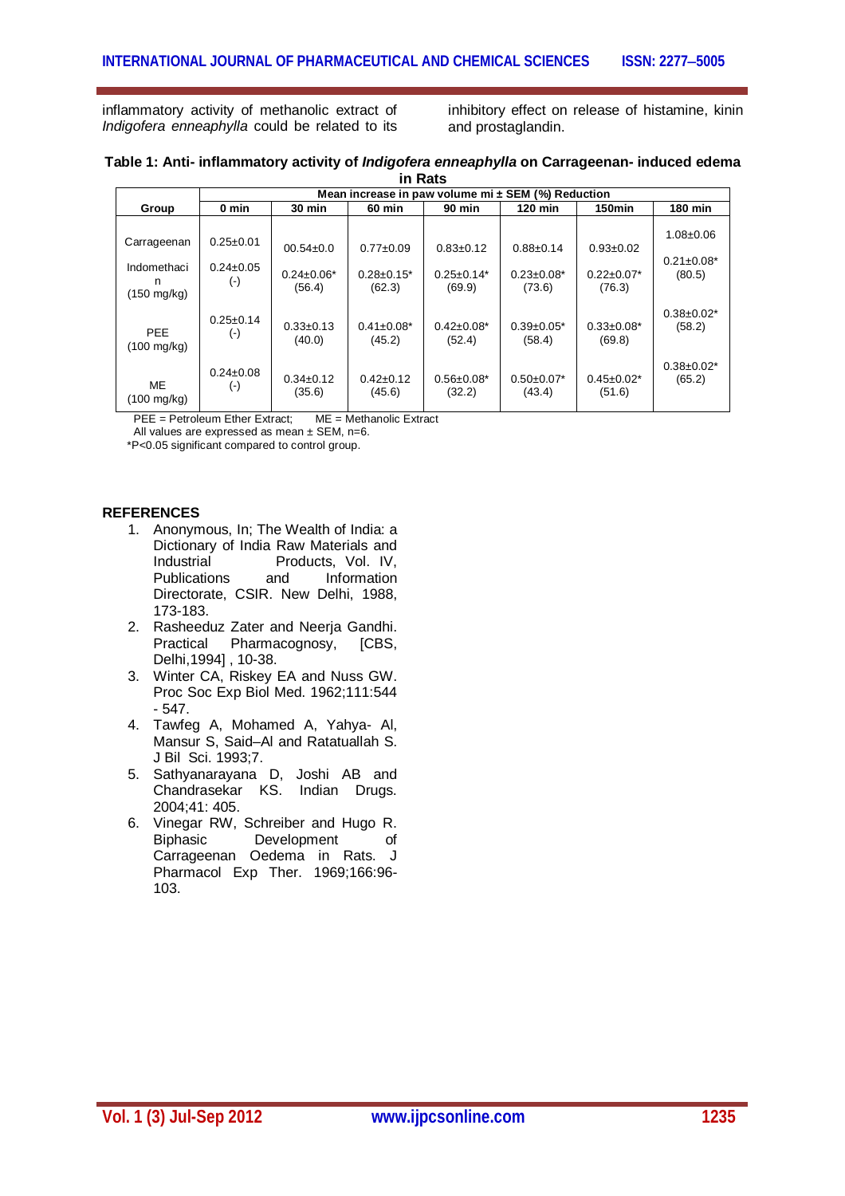inflammatory activity of methanolic extract of *Indigofera enneaphylla* could be related to its inhibitory effect on release of histamine, kinin and prostaglandin.

**Table 1: Anti- inflammatory activity of *Indigofera enneaphylla* on Carrageenan- induced edema in Rats**

| Group | Mean increase in paw volume mi ± SEM (%) Reduction | | | | | | |
|---|---|---|---|---|---|---|---|
| | 0 min | 30 min | 60 min | 90 min | 120 min | 150min | 180 min |
| Carrageenan | 0.25±0.01 | 00.54±0.0 | 0.77±0.09 | 0.83±0.12 | 0.88±0.14 | 0.93±0.02 | 1.08±0.06 |
| Indomethacin (150 mg/kg) | 0.24±0.05 (-) | 0.24±0.06* (56.4) | 0.28±0.15* (62.3) | 0.25±0.14* (69.9) | 0.23±0.08* (73.6) | 0.22±0.07* (76.3) | 0.21±0.08* (80.5) |
| PEE (100 mg/kg) | 0.25±0.14 (-) | 0.33±0.13 (40.0) | 0.41±0.08* (45.2) | 0.42±0.08* (52.4) | 0.39±0.05* (58.4) | 0.33±0.08* (69.8) | 0.38±0.02* (58.2) |
| ME (100 mg/kg) | 0.24±0.08 (-) | 0.34±0.12 (35.6) | 0.42±0.12 (45.6) | 0.56±0.08* (32.2) | 0.50±0.07* (43.4) | 0.45±0.02* (51.6) | 0.38±0.02* (65.2) |

PEE = Petroleum Ether Extract; ME = Methanolic Extract
All values are expressed as mean ± SEM, n=6.
*P<0.05 significant compared to control group.

## REFERENCES

1. Anonymous, In; The Wealth of India: a Dictionary of India Raw Materials and Industrial Products, Vol. IV, Publications and Information Directorate, CSIR. New Delhi, 1988, 173-183.
2. Rasheeduz Zater and Neerja Gandhi. Practical Pharmacognosy, [CBS, Delhi,1994] , 10-38.
3. Winter CA, Riskey EA and Nuss GW. Proc Soc Exp Biol Med. 1962;111:544 - 547.
4. Tawfeg A, Mohamed A, Yahya- Al, Mansur S, Said–Al and Ratatuallah S. J Bil Sci. 1993;7.
5. Sathyanarayana D, Joshi AB and Chandrasekar KS. Indian Drugs. 2004;41: 405.
6. Vinegar RW, Schreiber and Hugo R. Biphasic Development of Carrageenan Oedema in Rats. J Pharmacol Exp Ther. 1969;166:96-103.